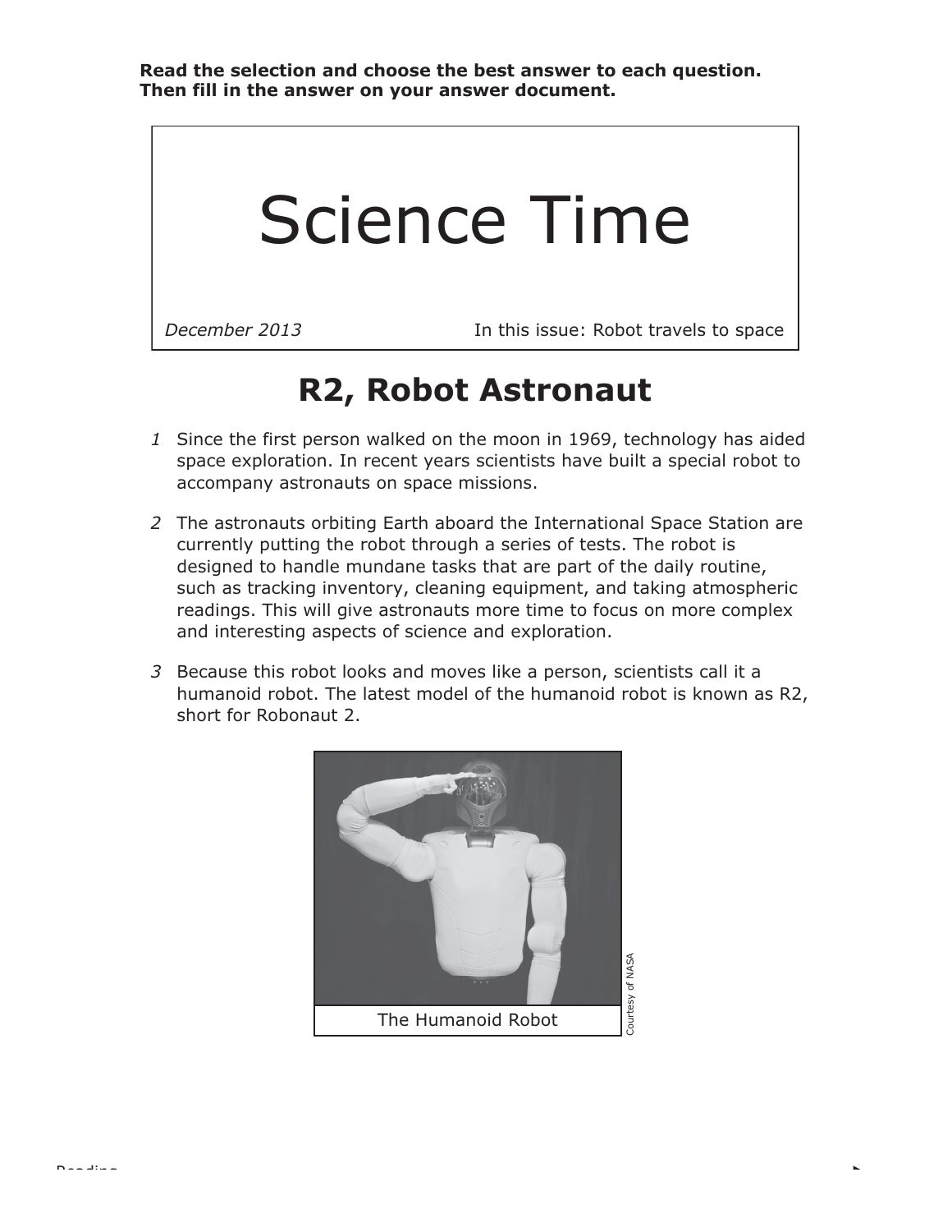**Read the selection and choose the best answer to each question. Then fill in the answer on your answer document.**

# Science Time

*December 2013* — In this issue: Robot travels to space

## R2, Robot Astronaut

*1* Since the first person walked on the moon in 1969, technology has aided space exploration. In recent years scientists have built a special robot to accompany astronauts on space missions.

*2* The astronauts orbiting Earth aboard the International Space Station are currently putting the robot through a series of tests. The robot is designed to handle mundane tasks that are part of the daily routine, such as tracking inventory, cleaning equipment, and taking atmospheric readings. This will give astronauts more time to focus on more complex and interesting aspects of science and exploration.

*3* Because this robot looks and moves like a person, scientists call it a humanoid robot. The latest model of the humanoid robot is known as R2, short for Robonaut 2.

The Humanoid Robot

Courtesy of NASA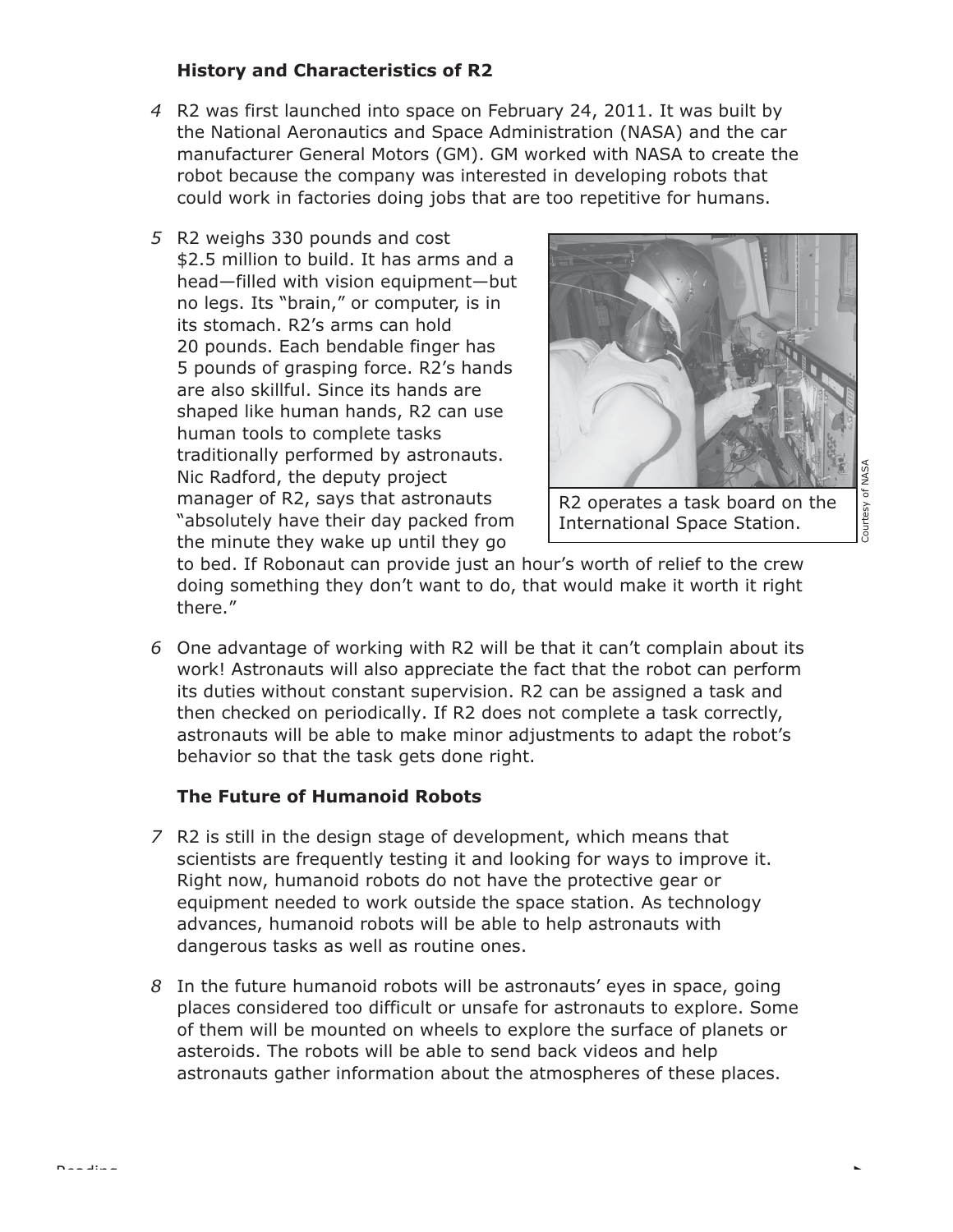### History and Characteristics of R2

4 R2 was first launched into space on February 24, 2011. It was built by the National Aeronautics and Space Administration (NASA) and the car manufacturer General Motors (GM). GM worked with NASA to create the robot because the company was interested in developing robots that could work in factories doing jobs that are too repetitive for humans.

5 R2 weighs 330 pounds and cost $2.5 million to build. It has arms and a head—filled with vision equipment—but no legs. Its "brain," or computer, is in its stomach. R2's arms can hold 20 pounds. Each bendable finger has 5 pounds of grasping force. R2's hands are also skillful. Since its hands are shaped like human hands, R2 can use human tools to complete tasks traditionally performed by astronauts. Nic Radford, the deputy project manager of R2, says that astronauts "absolutely have their day packed from the minute they wake up until they go to bed. If Robonaut can provide just an hour's worth of relief to the crew doing something they don't want to do, that would make it worth it right there."

R2 operates a task board on the International Space Station.

Courtesy of NASA

6 One advantage of working with R2 will be that it can't complain about its work! Astronauts will also appreciate the fact that the robot can perform its duties without constant supervision. R2 can be assigned a task and then checked on periodically. If R2 does not complete a task correctly, astronauts will be able to make minor adjustments to adapt the robot's behavior so that the task gets done right.

### The Future of Humanoid Robots

7 R2 is still in the design stage of development, which means that scientists are frequently testing it and looking for ways to improve it. Right now, humanoid robots do not have the protective gear or equipment needed to work outside the space station. As technology advances, humanoid robots will be able to help astronauts with dangerous tasks as well as routine ones.

8 In the future humanoid robots will be astronauts' eyes in space, going places considered too difficult or unsafe for astronauts to explore. Some of them will be mounted on wheels to explore the surface of planets or asteroids. The robots will be able to send back videos and help astronauts gather information about the atmospheres of these places.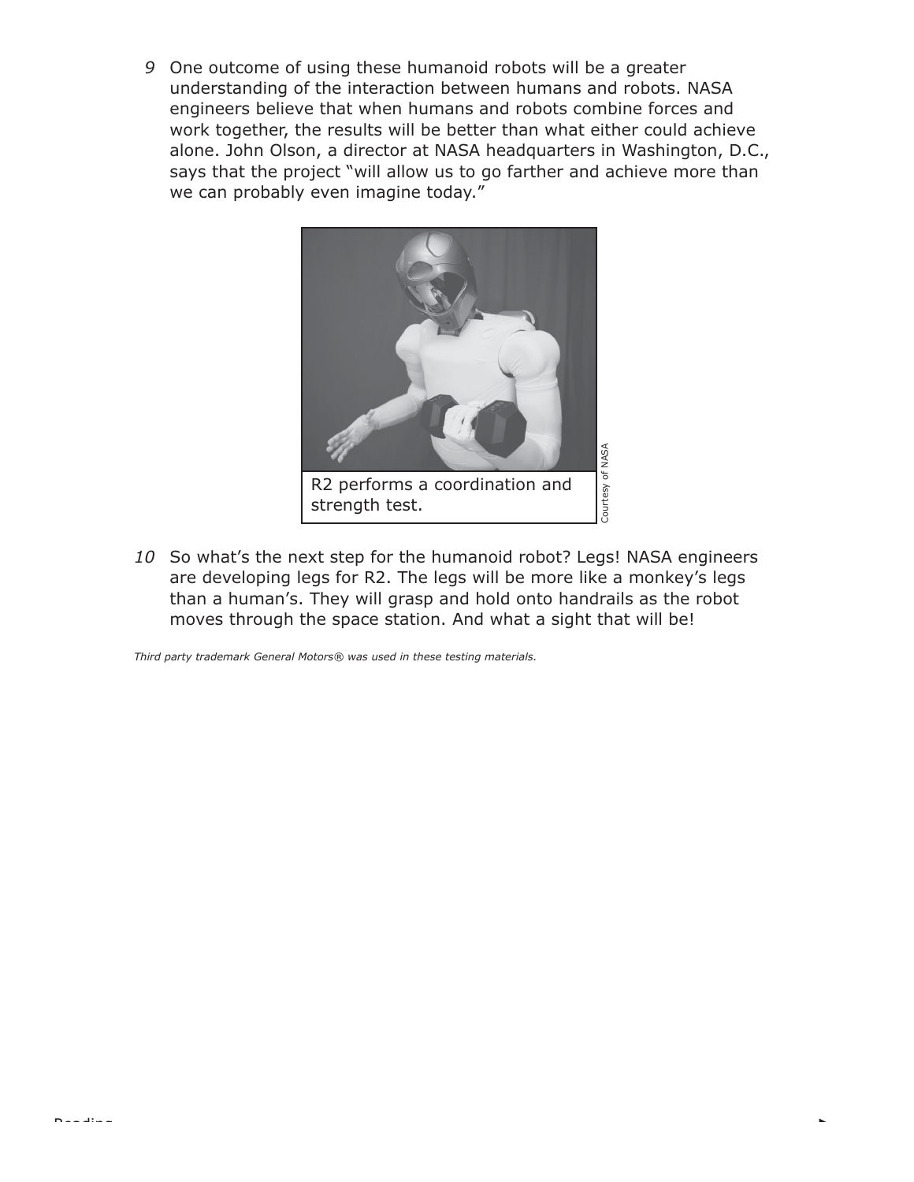9 One outcome of using these humanoid robots will be a greater understanding of the interaction between humans and robots. NASA engineers believe that when humans and robots combine forces and work together, the results will be better than what either could achieve alone. John Olson, a director at NASA headquarters in Washington, D.C., says that the project "will allow us to go farther and achieve more than we can probably even imagine today."

R2 performs a coordination and strength test.

Courtesy of NASA

10 So what's the next step for the humanoid robot? Legs! NASA engineers are developing legs for R2. The legs will be more like a monkey's legs than a human's. They will grasp and hold onto handrails as the robot moves through the space station. And what a sight that will be!

*Third party trademark General Motors® was used in these testing materials.*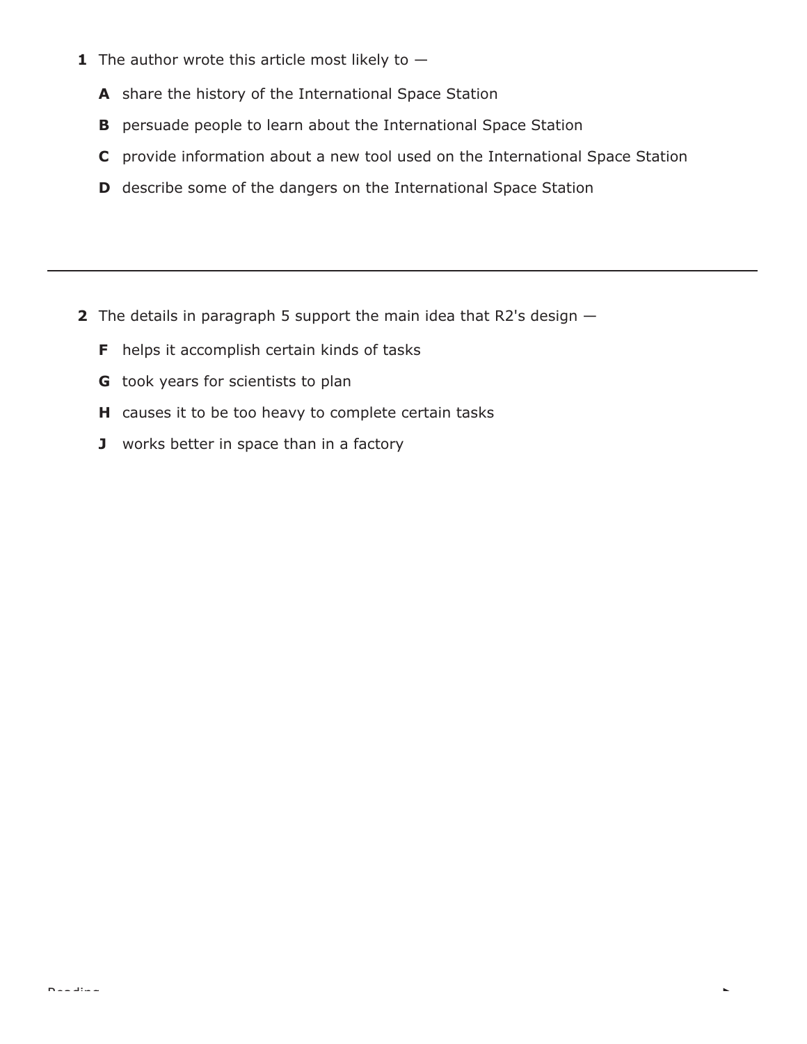**1** The author wrote this article most likely to —

**A** share the history of the International Space Station

**B** persuade people to learn about the International Space Station

**C** provide information about a new tool used on the International Space Station

**D** describe some of the dangers on the International Space Station

---

**2** The details in paragraph 5 support the main idea that R2's design —

**F** helps it accomplish certain kinds of tasks

**G** took years for scientists to plan

**H** causes it to be too heavy to complete certain tasks

**J** works better in space than in a factory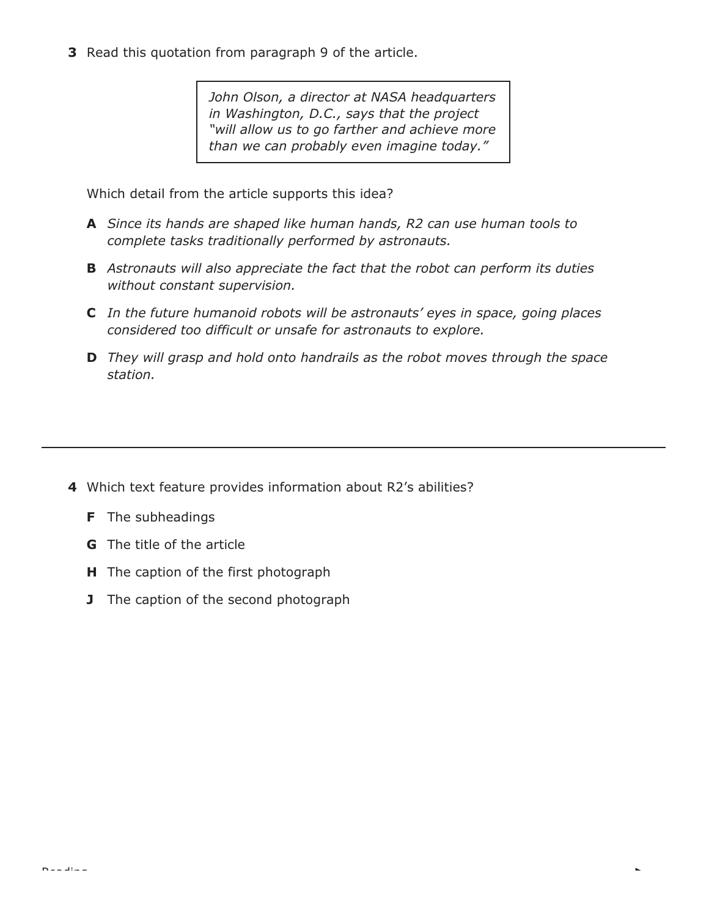**3** Read this quotation from paragraph 9 of the article.

> *John Olson, a director at NASA headquarters in Washington, D.C., says that the project "will allow us to go farther and achieve more than we can probably even imagine today."*

Which detail from the article supports this idea?

**A** *Since its hands are shaped like human hands, R2 can use human tools to complete tasks traditionally performed by astronauts.*

**B** *Astronauts will also appreciate the fact that the robot can perform its duties without constant supervision.*

**C** *In the future humanoid robots will be astronauts' eyes in space, going places considered too difficult or unsafe for astronauts to explore.*

**D** *They will grasp and hold onto handrails as the robot moves through the space station.*

---

**4** Which text feature provides information about R2's abilities?

**F** The subheadings

**G** The title of the article

**H** The caption of the first photograph

**J** The caption of the second photograph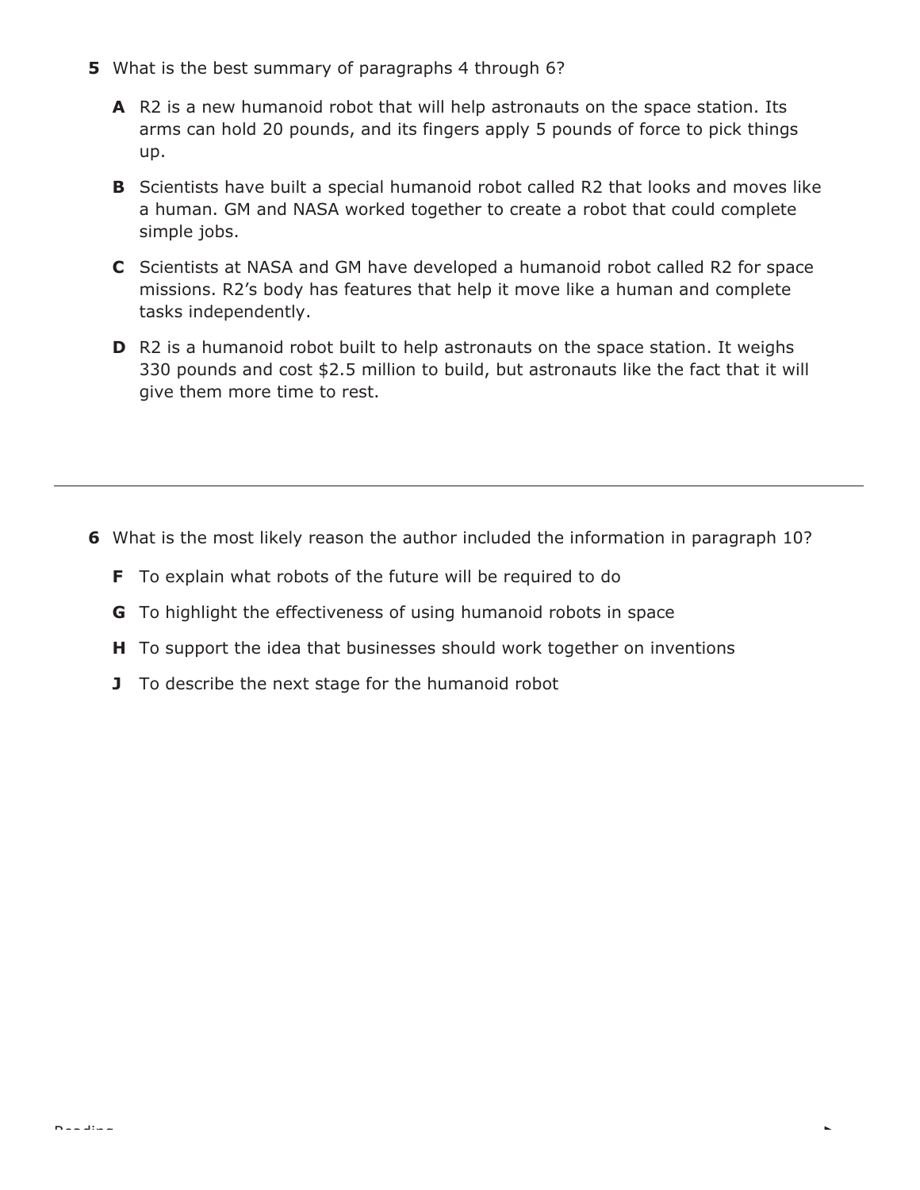**5** What is the best summary of paragraphs 4 through 6?

**A** R2 is a new humanoid robot that will help astronauts on the space station. Its arms can hold 20 pounds, and its fingers apply 5 pounds of force to pick things up.

**B** Scientists have built a special humanoid robot called R2 that looks and moves like a human. GM and NASA worked together to create a robot that could complete simple jobs.

**C** Scientists at NASA and GM have developed a humanoid robot called R2 for space missions. R2's body has features that help it move like a human and complete tasks independently.

**D** R2 is a humanoid robot built to help astronauts on the space station. It weighs 330 pounds and cost $2.5 million to build, but astronauts like the fact that it will give them more time to rest.

---

**6** What is the most likely reason the author included the information in paragraph 10?

**F** To explain what robots of the future will be required to do

**G** To highlight the effectiveness of using humanoid robots in space

**H** To support the idea that businesses should work together on inventions

**J** To describe the next stage for the humanoid robot